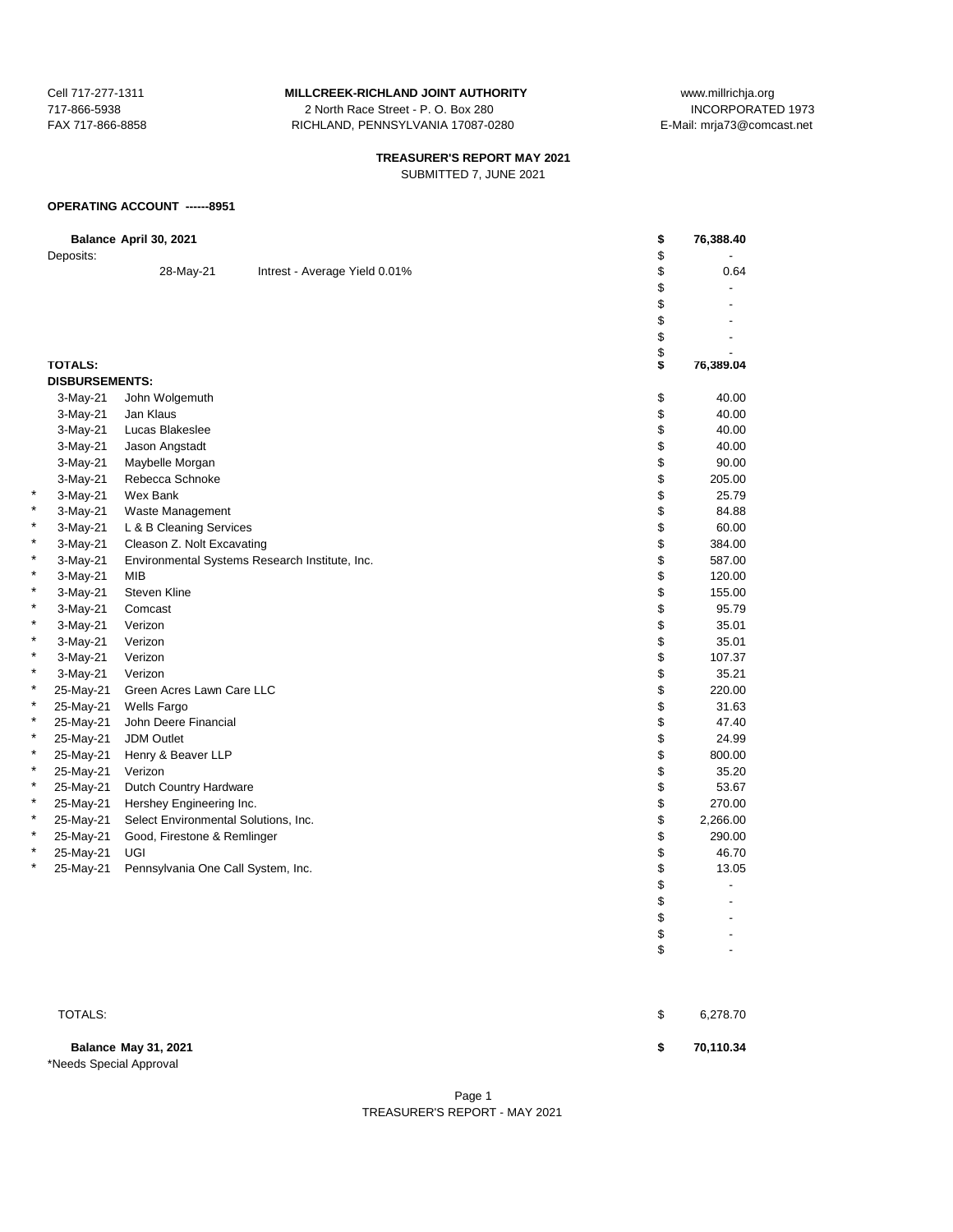Cell 717-277-1311
717-866-5938
FAX 717-866-8858

**MILLCREEK-RICHLAND JOINT AUTHORITY**
2 North Race Street - P. O. Box 280
RICHLAND, PENNSYLVANIA 17087-0280

www.millrichja.org
INCORPORATED 1973
E-Mail: mrja73@comcast.net

**TREASURER'S REPORT MAY 2021**
SUBMITTED 7, JUNE 2021

**OPERATING ACCOUNT ------8951**

| | Date | Description | | Amount |
|---|---|---|---|---|
| | **Balance April 30, 2021** | | | **$ 76,388.40** |
| | Deposits: | | | $ - |
| | 28-May-21 | Intrest - Average Yield 0.01% | | $ 0.64 |
| | | | | $ - |
| | | | | $ - |
| | | | | $ - |
| | | | | $ - |
| | | | | $ - |
| | **TOTALS:** | | | **$ 76,389.04** |
| | **DISBURSEMENTS:** | | | |
| | 3-May-21 | John Wolgemuth | | $ 40.00 |
| | 3-May-21 | Jan Klaus | | $ 40.00 |
| | 3-May-21 | Lucas Blakeslee | | $ 40.00 |
| | 3-May-21 | Jason Angstadt | | $ 40.00 |
| | 3-May-21 | Maybelle Morgan | | $ 90.00 |
| | 3-May-21 | Rebecca Schnoke | | $ 205.00 |
| * | 3-May-21 | Wex Bank | | $ 25.79 |
| * | 3-May-21 | Waste Management | | $ 84.88 |
| * | 3-May-21 | L & B Cleaning Services | | $ 60.00 |
| * | 3-May-21 | Cleason Z. Nolt Excavating | | $ 384.00 |
| * | 3-May-21 | Environmental Systems Research Institute, Inc. | | $ 587.00 |
| * | 3-May-21 | MIB | | $ 120.00 |
| * | 3-May-21 | Steven Kline | | $ 155.00 |
| * | 3-May-21 | Comcast | | $ 95.79 |
| * | 3-May-21 | Verizon | | $ 35.01 |
| * | 3-May-21 | Verizon | | $ 35.01 |
| * | 3-May-21 | Verizon | | $ 107.37 |
| * | 3-May-21 | Verizon | | $ 35.21 |
| * | 25-May-21 | Green Acres Lawn Care LLC | | $ 220.00 |
| * | 25-May-21 | Wells Fargo | | $ 31.63 |
| * | 25-May-21 | John Deere Financial | | $ 47.40 |
| * | 25-May-21 | JDM Outlet | | $ 24.99 |
| * | 25-May-21 | Henry & Beaver LLP | | $ 800.00 |
| * | 25-May-21 | Verizon | | $ 35.20 |
| * | 25-May-21 | Dutch Country Hardware | | $ 53.67 |
| * | 25-May-21 | Hershey Engineering Inc. | | $ 270.00 |
| * | 25-May-21 | Select Environmental Solutions, Inc. | | $ 2,266.00 |
| * | 25-May-21 | Good, Firestone & Remlinger | | $ 290.00 |
| * | 25-May-21 | UGI | | $ 46.70 |
| * | 25-May-21 | Pennsylvania One Call System, Inc. | | $ 13.05 |
| | | | | $ - |
| | | | | $ - |
| | | | | $ - |
| | | | | $ - |
| | | | | $ - |
| | TOTALS: | | | $ 6,278.70 |
| | **Balance May 31, 2021** | | | **$ 70,110.34** |

*Needs Special Approval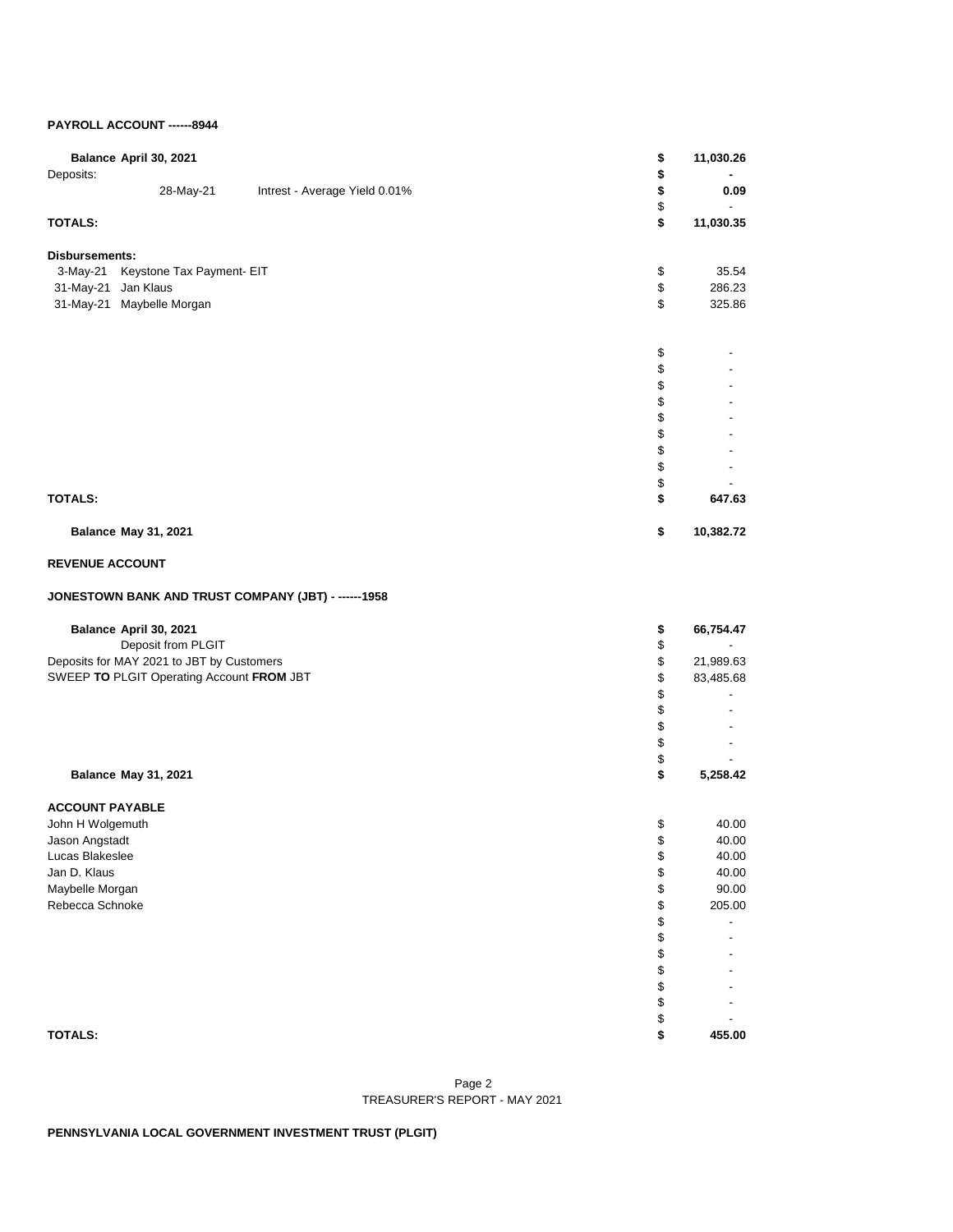**PAYROLL ACCOUNT ------8944**

| | | | |
|---|---|---|---|
| **Balance April 30, 2021** | | **$** | **11,030.26** |
| Deposits: | | **$** | **-** |
| 28-May-21 | Intrest - Average Yield 0.01% | **$** | **0.09** |
| | | $ | - |
| **TOTALS:** | | **$** | **11,030.35** |

**Disbursements:**

| | | | |
|---|---|---|---|
| 3-May-21 | Keystone Tax Payment- EIT | $ | 35.54 |
| 31-May-21 | Jan Klaus | $ | 286.23 |
| 31-May-21 | Maybelle Morgan | $ | 325.86 |
| | | $ | - |
| | | $ | - |
| | | $ | - |
| | | $ | - |
| | | $ | - |
| | | $ | - |
| | | $ | - |
| | | $ | - |
| | | $ | - |
| **TOTALS:** | | **$** | **647.63** |
| **Balance May 31, 2021** | | **$** | **10,382.72** |

**REVENUE ACCOUNT**

**JONESTOWN BANK AND TRUST COMPANY (JBT) - ------1958**

| | | |
|---|---|---|
| **Balance April 30, 2021** | **$** | **66,754.47** |
| Deposit from PLGIT | $ | - |
| Deposits for MAY 2021 to JBT by Customers | $ | 21,989.63 |
| SWEEP **TO** PLGIT Operating Account **FROM** JBT | $ | 83,485.68 |
| | $ | - |
| | $ | - |
| | $ | - |
| | $ | - |
| | $ | - |
| **Balance May 31, 2021** | **$** | **5,258.42** |

**ACCOUNT PAYABLE**

| | | |
|---|---|---|
| John H Wolgemuth | $ | 40.00 |
| Jason Angstadt | $ | 40.00 |
| Lucas Blakeslee | $ | 40.00 |
| Jan D. Klaus | $ | 40.00 |
| Maybelle Morgan | $ | 90.00 |
| Rebecca Schnoke | $ | 205.00 |
| | $ | - |
| | $ | - |
| | $ | - |
| | $ | - |
| | $ | - |
| | $ | - |
| | $ | - |
| **TOTALS:** | **$** | **455.00** |

TREASURER'S REPORT - MAY 2021

**PENNSYLVANIA LOCAL GOVERNMENT INVESTMENT TRUST (PLGIT)**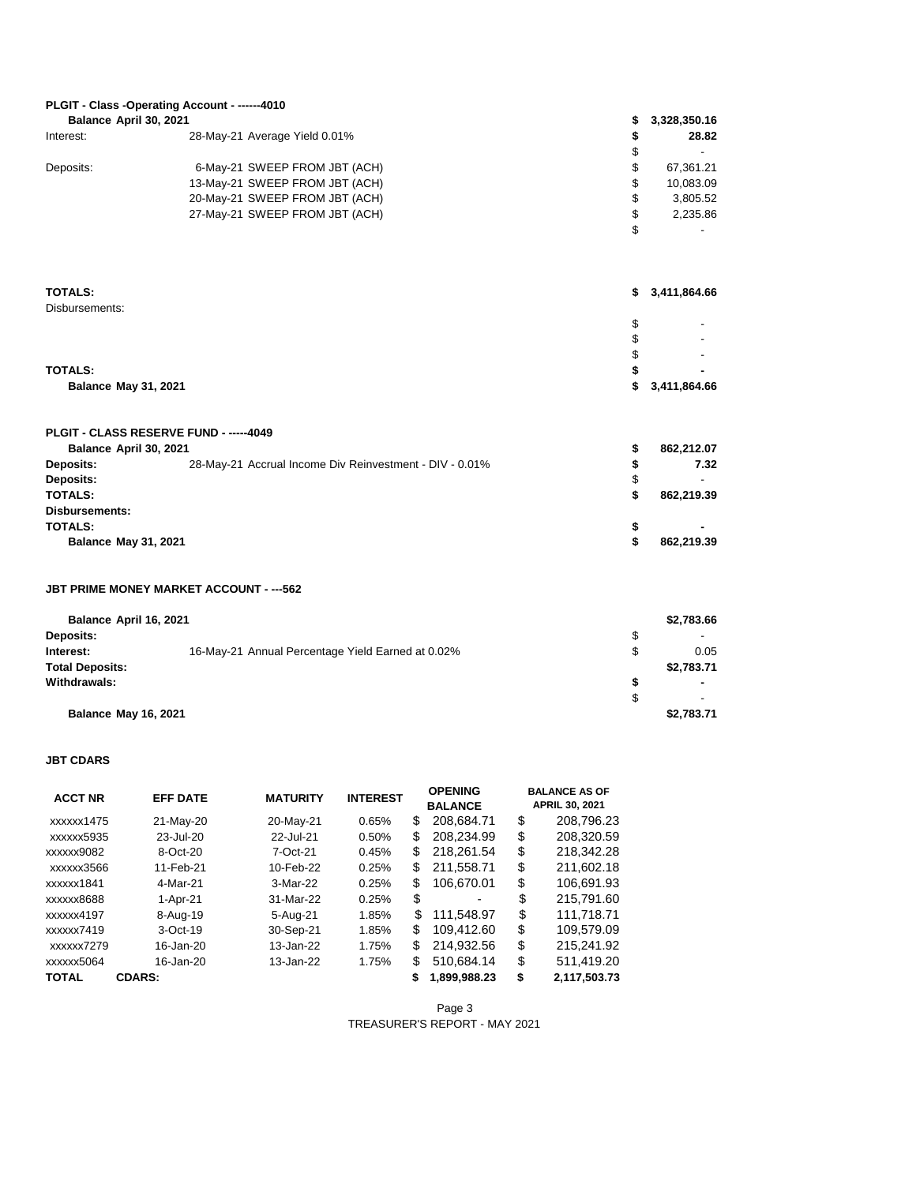**PLGIT - Class -Operating Account - ------4010**

| | | | |
|---|---|---|---|
| **Balance April 30, 2021** | | $ | 3,328,350.16 |
| Interest: | 28-May-21 Average Yield 0.01% | $ | 28.82 |
| | | $ | - |
| Deposits: | 6-May-21 SWEEP FROM JBT (ACH) | $ | 67,361.21 |
| | 13-May-21 SWEEP FROM JBT (ACH) | $ | 10,083.09 |
| | 20-May-21 SWEEP FROM JBT (ACH) | $ | 3,805.52 |
| | 27-May-21 SWEEP FROM JBT (ACH) | $ | 2,235.86 |
| | | $ | - |
| **TOTALS:** | | $ | 3,411,864.66 |
| Disbursements: | | | |
| | | $ | - |
| | | $ | - |
| | | $ | - |
| **TOTALS:** | | $ | - |
| **Balance May 31, 2021** | | $ | 3,411,864.66 |

**PLGIT - CLASS RESERVE FUND - -----4049**

| | | | |
|---|---|---|---|
| **Balance April 30, 2021** | | $ | 862,212.07 |
| **Deposits:** | 28-May-21 Accrual Income Div Reinvestment - DIV - 0.01% | $ | 7.32 |
| **Deposits:** | | $ | - |
| **TOTALS:** | | $ | 862,219.39 |
| **Disbursements:** | | | |
| **TOTALS:** | | $ | - |
| **Balance May 31, 2021** | | $ | 862,219.39 |

**JBT PRIME MONEY MARKET ACCOUNT - ---562**

| | | | |
|---|---|---|---|
| **Balance April 16, 2021** | | | $2,783.66 |
| **Deposits:** | | $ | - |
| **Interest:** | 16-May-21 Annual Percentage Yield Earned at 0.02% | $ | 0.05 |
| **Total Deposits:** | | | $2,783.71 |
| **Withdrawals:** | | $ | - |
| | | $ | - |
| **Balance May 16, 2021** | | | $2,783.71 |

**JBT CDARS**

| ACCT NR | EFF DATE | MATURITY | INTEREST | OPENING BALANCE | BALANCE AS OF APRIL 30, 2021 |
|---|---|---|---|---|---|
| xxxxxx1475 | 21-May-20 | 20-May-21 | 0.65% | $ 208,684.71 | $ 208,796.23 |
| xxxxxx5935 | 23-Jul-20 | 22-Jul-21 | 0.50% | $ 208,234.99 | $ 208,320.59 |
| xxxxxx9082 | 8-Oct-20 | 7-Oct-21 | 0.45% | $ 218,261.54 | $ 218,342.28 |
| xxxxxx3566 | 11-Feb-21 | 10-Feb-22 | 0.25% | $ 211,558.71 | $ 211,602.18 |
| xxxxxx1841 | 4-Mar-21 | 3-Mar-22 | 0.25% | $ 106,670.01 | $ 106,691.93 |
| xxxxxx8688 | 1-Apr-21 | 31-Mar-22 | 0.25% | $ - | $ 215,791.60 |
| xxxxxx4197 | 8-Aug-19 | 5-Aug-21 | 1.85% | $ 111,548.97 | $ 111,718.71 |
| xxxxxx7419 | 3-Oct-19 | 30-Sep-21 | 1.85% | $ 109,412.60 | $ 109,579.09 |
| xxxxxx7279 | 16-Jan-20 | 13-Jan-22 | 1.75% | $ 214,932.56 | $ 215,241.92 |
| xxxxxx5064 | 16-Jan-20 | 13-Jan-22 | 1.75% | $ 510,684.14 | $ 511,419.20 |
| **TOTAL** | **CDARS:** | | | **$ 1,899,988.23** | **$ 2,117,503.73** |

TREASURER'S REPORT - MAY 2021